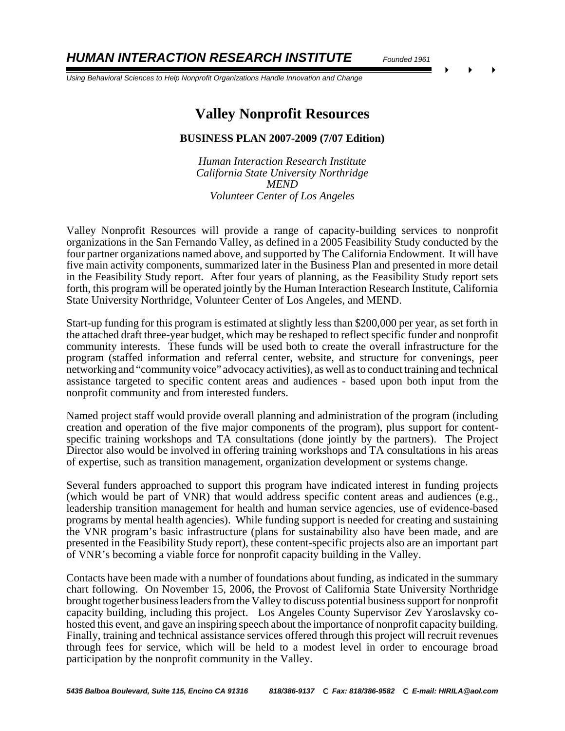# HUMAN INTERACTION RESEARCH INSTITUTE

*Founded 1961*

*Using Behavioral Sciences to Help Nonprofit Organizations Handle Innovation and Change*

## Valley Nonprofit Resources

**BUSINESS PLAN 2007-2009 (7/07 Edition)**

*Human Interaction Research Institute*
*California State University Northridge*
*MEND*
*Volunteer Center of Los Angeles*

Valley Nonprofit Resources will provide a range of capacity-building services to nonprofit organizations in the San Fernando Valley, as defined in a 2005 Feasibility Study conducted by the four partner organizations named above, and supported by The California Endowment. It will have five main activity components, summarized later in the Business Plan and presented in more detail in the Feasibility Study report. After four years of planning, as the Feasibility Study report sets forth, this program will be operated jointly by the Human Interaction Research Institute, California State University Northridge, Volunteer Center of Los Angeles, and MEND.

Start-up funding for this program is estimated at slightly less than $200,000 per year, as set forth in the attached draft three-year budget, which may be reshaped to reflect specific funder and nonprofit community interests. These funds will be used both to create the overall infrastructure for the program (staffed information and referral center, website, and structure for convenings, peer networking and "community voice" advocacy activities), as well as to conduct training and technical assistance targeted to specific content areas and audiences - based upon both input from the nonprofit community and from interested funders.

Named project staff would provide overall planning and administration of the program (including creation and operation of the five major components of the program), plus support for content-specific training workshops and TA consultations (done jointly by the partners). The Project Director also would be involved in offering training workshops and TA consultations in his areas of expertise, such as transition management, organization development or systems change.

Several funders approached to support this program have indicated interest in funding projects (which would be part of VNR) that would address specific content areas and audiences (e.g., leadership transition management for health and human service agencies, use of evidence-based programs by mental health agencies). While funding support is needed for creating and sustaining the VNR program's basic infrastructure (plans for sustainability also have been made, and are presented in the Feasibility Study report), these content-specific projects also are an important part of VNR's becoming a viable force for nonprofit capacity building in the Valley.

Contacts have been made with a number of foundations about funding, as indicated in the summary chart following. On November 15, 2006, the Provost of California State University Northridge brought together business leaders from the Valley to discuss potential business support for nonprofit capacity building, including this project. Los Angeles County Supervisor Zev Yaroslavsky co-hosted this event, and gave an inspiring speech about the importance of nonprofit capacity building. Finally, training and technical assistance services offered through this project will recruit revenues through fees for service, which will be held to a modest level in order to encourage broad participation by the nonprofit community in the Valley.

*5435 Balboa Boulevard, Suite 115, Encino CA 91316 818/386-9137 C Fax: 818/386-9582 C E-mail: HIRILA@aol.com*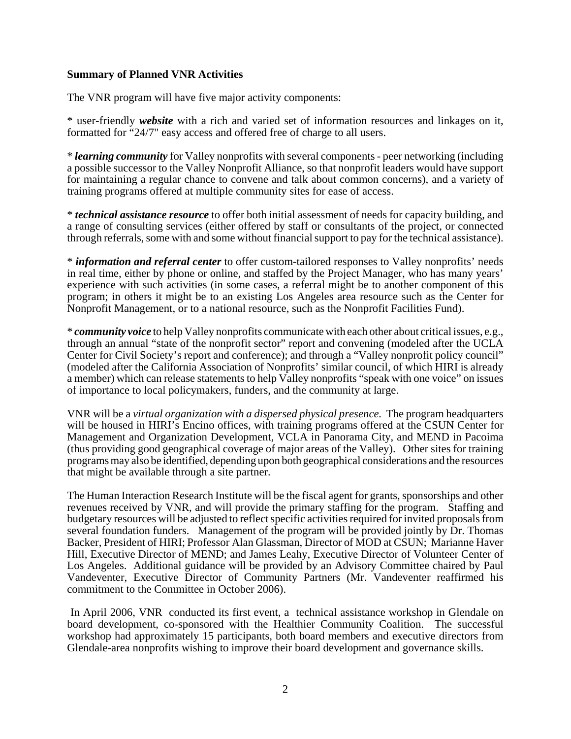**Summary of Planned VNR Activities**

The VNR program will have five major activity components:

* user-friendly ***website*** with a rich and varied set of information resources and linkages on it, formatted for "24/7" easy access and offered free of charge to all users.

* ***learning community*** for Valley nonprofits with several components - peer networking (including a possible successor to the Valley Nonprofit Alliance, so that nonprofit leaders would have support for maintaining a regular chance to convene and talk about common concerns), and a variety of training programs offered at multiple community sites for ease of access.

* ***technical assistance resource*** to offer both initial assessment of needs for capacity building, and a range of consulting services (either offered by staff or consultants of the project, or connected through referrals, some with and some without financial support to pay for the technical assistance).

* ***information and referral center*** to offer custom-tailored responses to Valley nonprofits' needs in real time, either by phone or online, and staffed by the Project Manager, who has many years' experience with such activities (in some cases, a referral might be to another component of this program; in others it might be to an existing Los Angeles area resource such as the Center for Nonprofit Management, or to a national resource, such as the Nonprofit Facilities Fund).

* ***community voice*** to help Valley nonprofits communicate with each other about critical issues, e.g., through an annual "state of the nonprofit sector" report and convening (modeled after the UCLA Center for Civil Society's report and conference); and through a "Valley nonprofit policy council" (modeled after the California Association of Nonprofits' similar council, of which HIRI is already a member) which can release statements to help Valley nonprofits "speak with one voice" on issues of importance to local policymakers, funders, and the community at large.

VNR will be a *virtual organization with a dispersed physical presence*. The program headquarters will be housed in HIRI's Encino offices, with training programs offered at the CSUN Center for Management and Organization Development, VCLA in Panorama City, and MEND in Pacoima (thus providing good geographical coverage of major areas of the Valley). Other sites for training programs may also be identified, depending upon both geographical considerations and the resources that might be available through a site partner.

The Human Interaction Research Institute will be the fiscal agent for grants, sponsorships and other revenues received by VNR, and will provide the primary staffing for the program. Staffing and budgetary resources will be adjusted to reflect specific activities required for invited proposals from several foundation funders. Management of the program will be provided jointly by Dr. Thomas Backer, President of HIRI; Professor Alan Glassman, Director of MOD at CSUN; Marianne Haver Hill, Executive Director of MEND; and James Leahy, Executive Director of Volunteer Center of Los Angeles. Additional guidance will be provided by an Advisory Committee chaired by Paul Vandeventer, Executive Director of Community Partners (Mr. Vandeventer reaffirmed his commitment to the Committee in October 2006).

In April 2006, VNR conducted its first event, a technical assistance workshop in Glendale on board development, co-sponsored with the Healthier Community Coalition. The successful workshop had approximately 15 participants, both board members and executive directors from Glendale-area nonprofits wishing to improve their board development and governance skills.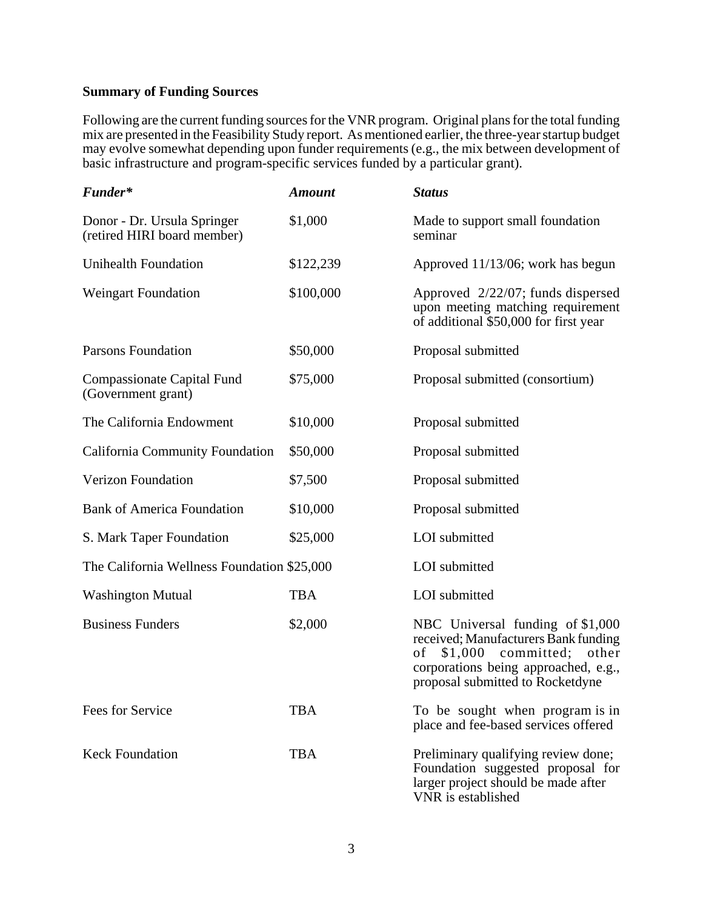**Summary of Funding Sources**

Following are the current funding sources for the VNR program. Original plans for the total funding mix are presented in the Feasibility Study report. As mentioned earlier, the three-year startup budget may evolve somewhat depending upon funder requirements (e.g., the mix between development of basic infrastructure and program-specific services funded by a particular grant).

| ***Funder**** | ***Amount*** | ***Status*** |
|---|---|---|
| Donor - Dr. Ursula Springer (retired HIRI board member) | $1,000 | Made to support small foundation seminar |
| Unihealth Foundation | $122,239 | Approved 11/13/06; work has begun |
| Weingart Foundation | $100,000 | Approved 2/22/07; funds dispersed upon meeting matching requirement of additional $50,000 for first year |
| Parsons Foundation | $50,000 | Proposal submitted |
| Compassionate Capital Fund (Government grant) | $75,000 | Proposal submitted (consortium) |
| The California Endowment | $10,000 | Proposal submitted |
| California Community Foundation | $50,000 | Proposal submitted |
| Verizon Foundation | $7,500 | Proposal submitted |
| Bank of America Foundation | $10,000 | Proposal submitted |
| S. Mark Taper Foundation | $25,000 | LOI submitted |
| The California Wellness Foundation | $25,000 | LOI submitted |
| Washington Mutual | TBA | LOI submitted |
| Business Funders | $2,000 | NBC Universal funding of $1,000 received; Manufacturers Bank funding of $1,000 committed; other corporations being approached, e.g., proposal submitted to Rocketdyne |
| Fees for Service | TBA | To be sought when program is in place and fee-based services offered |
| Keck Foundation | TBA | Preliminary qualifying review done; Foundation suggested proposal for larger project should be made after VNR is established |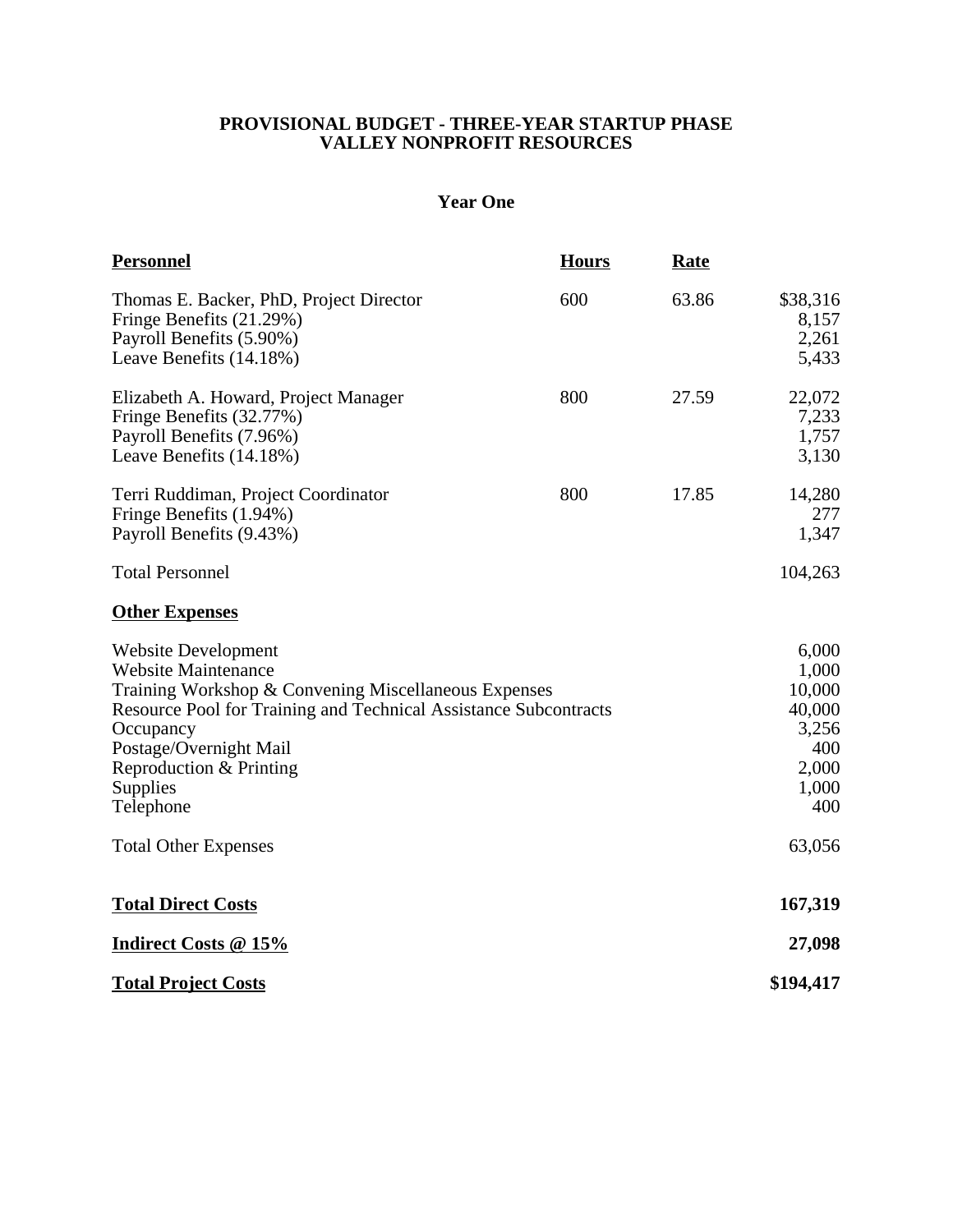**PROVISIONAL BUDGET - THREE-YEAR STARTUP PHASE**
**VALLEY NONPROFIT RESOURCES**

**Year One**

| **Personnel** | **Hours** | **Rate** | |
|---|---|---|---|
| Thomas E. Backer, PhD, Project Director | 600 | 63.86 | $38,316 |
| Fringe Benefits (21.29%) | | | 8,157 |
| Payroll Benefits (5.90%) | | | 2,261 |
| Leave Benefits (14.18%) | | | 5,433 |
| Elizabeth A. Howard, Project Manager | 800 | 27.59 | 22,072 |
| Fringe Benefits (32.77%) | | | 7,233 |
| Payroll Benefits (7.96%) | | | 1,757 |
| Leave Benefits (14.18%) | | | 3,130 |
| Terri Ruddiman, Project Coordinator | 800 | 17.85 | 14,280 |
| Fringe Benefits (1.94%) | | | 277 |
| Payroll Benefits (9.43%) | | | 1,347 |
| Total Personnel | | | 104,263 |
| **Other Expenses** | | | |
| Website Development | | | 6,000 |
| Website Maintenance | | | 1,000 |
| Training Workshop & Convening Miscellaneous Expenses | | | 10,000 |
| Resource Pool for Training and Technical Assistance Subcontracts | | | 40,000 |
| Occupancy | | | 3,256 |
| Postage/Overnight Mail | | | 400 |
| Reproduction & Printing | | | 2,000 |
| Supplies | | | 1,000 |
| Telephone | | | 400 |
| Total Other Expenses | | | 63,056 |
| **Total Direct Costs** | | | **167,319** |
| **Indirect Costs @ 15%** | | | **27,098** |
| **Total Project Costs** | | | **$194,417** |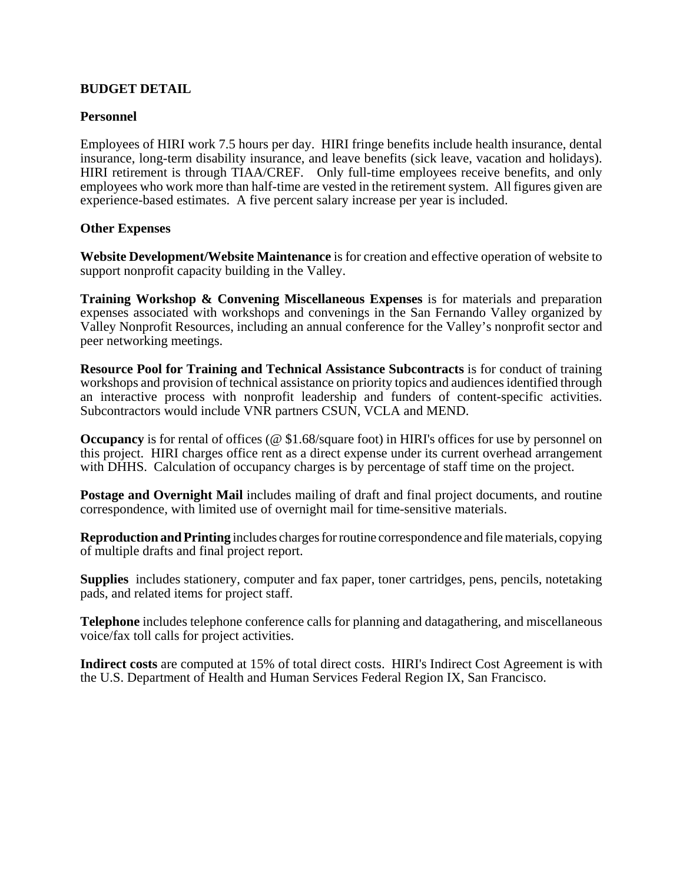## BUDGET DETAIL

### Personnel

Employees of HIRI work 7.5 hours per day. HIRI fringe benefits include health insurance, dental insurance, long-term disability insurance, and leave benefits (sick leave, vacation and holidays). HIRI retirement is through TIAA/CREF. Only full-time employees receive benefits, and only employees who work more than half-time are vested in the retirement system. All figures given are experience-based estimates. A five percent salary increase per year is included.

### Other Expenses

**Website Development/Website Maintenance** is for creation and effective operation of website to support nonprofit capacity building in the Valley.

**Training Workshop & Convening Miscellaneous Expenses** is for materials and preparation expenses associated with workshops and convenings in the San Fernando Valley organized by Valley Nonprofit Resources, including an annual conference for the Valley's nonprofit sector and peer networking meetings.

**Resource Pool for Training and Technical Assistance Subcontracts** is for conduct of training workshops and provision of technical assistance on priority topics and audiences identified through an interactive process with nonprofit leadership and funders of content-specific activities. Subcontractors would include VNR partners CSUN, VCLA and MEND.

**Occupancy** is for rental of offices (@ $1.68/square foot) in HIRI's offices for use by personnel on this project. HIRI charges office rent as a direct expense under its current overhead arrangement with DHHS. Calculation of occupancy charges is by percentage of staff time on the project.

**Postage and Overnight Mail** includes mailing of draft and final project documents, and routine correspondence, with limited use of overnight mail for time-sensitive materials.

**Reproduction and Printing** includes charges for routine correspondence and file materials, copying of multiple drafts and final project report.

**Supplies** includes stationery, computer and fax paper, toner cartridges, pens, pencils, notetaking pads, and related items for project staff.

**Telephone** includes telephone conference calls for planning and datagathering, and miscellaneous voice/fax toll calls for project activities.

**Indirect costs** are computed at 15% of total direct costs. HIRI's Indirect Cost Agreement is with the U.S. Department of Health and Human Services Federal Region IX, San Francisco.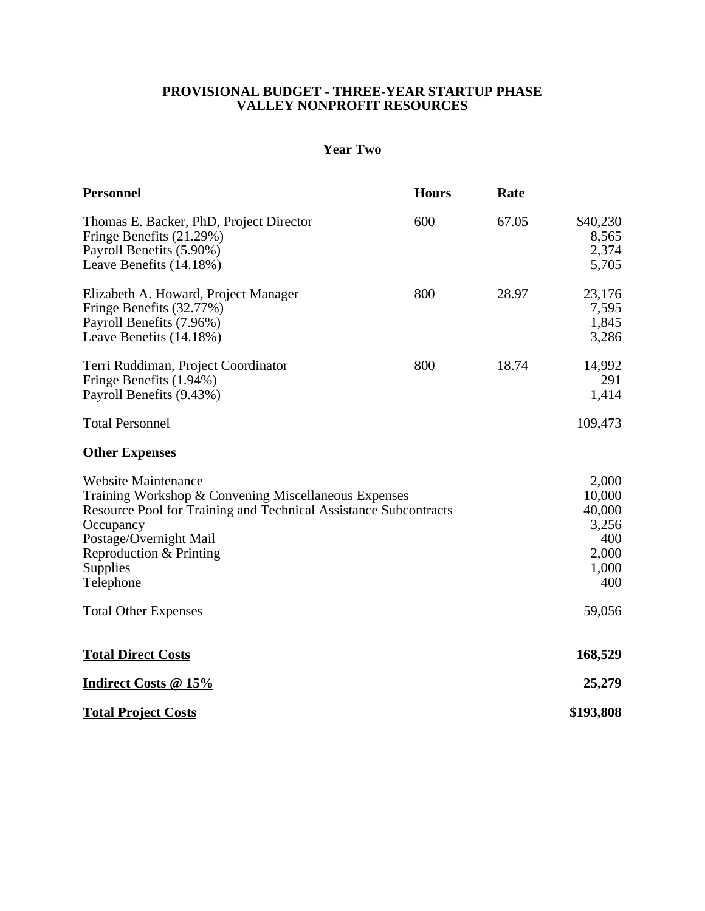**PROVISIONAL BUDGET - THREE-YEAR STARTUP PHASE**
**VALLEY NONPROFIT RESOURCES**

**Year Two**

| **Personnel** | **Hours** | **Rate** | |
|---|---|---|---|
| Thomas E. Backer, PhD, Project Director | 600 | 67.05 | $40,230 |
| Fringe Benefits (21.29%) | | | 8,565 |
| Payroll Benefits (5.90%) | | | 2,374 |
| Leave Benefits (14.18%) | | | 5,705 |
| Elizabeth A. Howard, Project Manager | 800 | 28.97 | 23,176 |
| Fringe Benefits (32.77%) | | | 7,595 |
| Payroll Benefits (7.96%) | | | 1,845 |
| Leave Benefits (14.18%) | | | 3,286 |
| Terri Ruddiman, Project Coordinator | 800 | 18.74 | 14,992 |
| Fringe Benefits (1.94%) | | | 291 |
| Payroll Benefits (9.43%) | | | 1,414 |
| Total Personnel | | | 109,473 |
| **Other Expenses** | | | |
| Website Maintenance | | | 2,000 |
| Training Workshop & Convening Miscellaneous Expenses | | | 10,000 |
| Resource Pool for Training and Technical Assistance Subcontracts | | | 40,000 |
| Occupancy | | | 3,256 |
| Postage/Overnight Mail | | | 400 |
| Reproduction & Printing | | | 2,000 |
| Supplies | | | 1,000 |
| Telephone | | | 400 |
| Total Other Expenses | | | 59,056 |
| **Total Direct Costs** | | | **168,529** |
| **Indirect Costs @ 15%** | | | **25,279** |
| **Total Project Costs** | | | **$193,808** |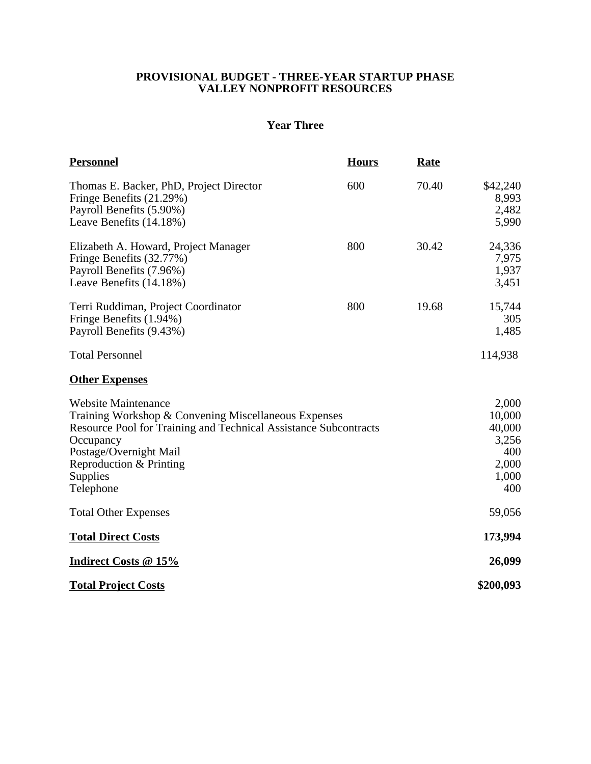**PROVISIONAL BUDGET - THREE-YEAR STARTUP PHASE**
**VALLEY NONPROFIT RESOURCES**

**Year Three**

| **Personnel** | **Hours** | **Rate** | |
|---|---|---|---|
| Thomas E. Backer, PhD, Project Director | 600 | 70.40 | $42,240 |
| Fringe Benefits (21.29%) | | | 8,993 |
| Payroll Benefits (5.90%) | | | 2,482 |
| Leave Benefits (14.18%) | | | 5,990 |
| Elizabeth A. Howard, Project Manager | 800 | 30.42 | 24,336 |
| Fringe Benefits (32.77%) | | | 7,975 |
| Payroll Benefits (7.96%) | | | 1,937 |
| Leave Benefits (14.18%) | | | 3,451 |
| Terri Ruddiman, Project Coordinator | 800 | 19.68 | 15,744 |
| Fringe Benefits (1.94%) | | | 305 |
| Payroll Benefits (9.43%) | | | 1,485 |
| Total Personnel | | | 114,938 |
| **Other Expenses** | | | |
| Website Maintenance | | | 2,000 |
| Training Workshop & Convening Miscellaneous Expenses | | | 10,000 |
| Resource Pool for Training and Technical Assistance Subcontracts | | | 40,000 |
| Occupancy | | | 3,256 |
| Postage/Overnight Mail | | | 400 |
| Reproduction & Printing | | | 2,000 |
| Supplies | | | 1,000 |
| Telephone | | | 400 |
| Total Other Expenses | | | 59,056 |
| **Total Direct Costs** | | | **173,994** |
| **Indirect Costs @ 15%** | | | **26,099** |
| **Total Project Costs** | | | **$200,093** |